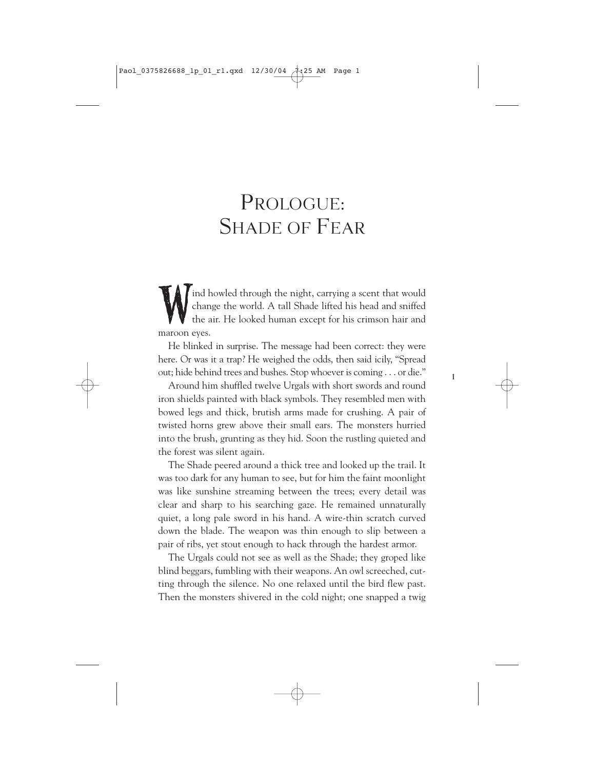# Prologue: Shade of Fear

Wind howled through the night, carrying a scent that would change the world. A tall Shade lifted his head and sniffed the air. He looked human except for his crimson hair and maroon eyes.

He blinked in surprise. The message had been correct: they were here. Or was it a trap? He weighed the odds, then said icily, "Spread out; hide behind trees and bushes. Stop whoever is coming . . . or die."

Around him shuffled twelve Urgals with short swords and round iron shields painted with black symbols. They resembled men with bowed legs and thick, brutish arms made for crushing. A pair of twisted horns grew above their small ears. The monsters hurried into the brush, grunting as they hid. Soon the rustling quieted and the forest was silent again.

The Shade peered around a thick tree and looked up the trail. It was too dark for any human to see, but for him the faint moonlight was like sunshine streaming between the trees; every detail was clear and sharp to his searching gaze. He remained unnaturally quiet, a long pale sword in his hand. A wire-thin scratch curved down the blade. The weapon was thin enough to slip between a pair of ribs, yet stout enough to hack through the hardest armor.

The Urgals could not see as well as the Shade; they groped like blind beggars, fumbling with their weapons. An owl screeched, cutting through the silence. No one relaxed until the bird flew past. Then the monsters shivered in the cold night; one snapped a twig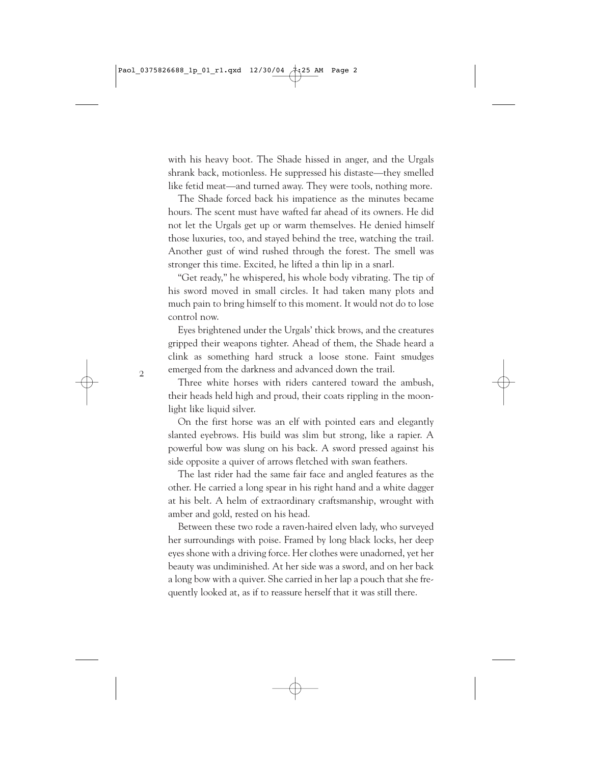with his heavy boot. The Shade hissed in anger, and the Urgals shrank back, motionless. He suppressed his distaste—they smelled like fetid meat—and turned away. They were tools, nothing more.

The Shade forced back his impatience as the minutes became hours. The scent must have wafted far ahead of its owners. He did not let the Urgals get up or warm themselves. He denied himself those luxuries, too, and stayed behind the tree, watching the trail. Another gust of wind rushed through the forest. The smell was stronger this time. Excited, he lifted a thin lip in a snarl.

"Get ready," he whispered, his whole body vibrating. The tip of his sword moved in small circles. It had taken many plots and much pain to bring himself to this moment. It would not do to lose control now.

Eyes brightened under the Urgals' thick brows, and the creatures gripped their weapons tighter. Ahead of them, the Shade heard a clink as something hard struck a loose stone. Faint smudges emerged from the darkness and advanced down the trail.

Three white horses with riders cantered toward the ambush, their heads held high and proud, their coats rippling in the moonlight like liquid silver.

On the first horse was an elf with pointed ears and elegantly slanted eyebrows. His build was slim but strong, like a rapier. A powerful bow was slung on his back. A sword pressed against his side opposite a quiver of arrows fletched with swan feathers.

The last rider had the same fair face and angled features as the other. He carried a long spear in his right hand and a white dagger at his belt. A helm of extraordinary craftsmanship, wrought with amber and gold, rested on his head.

Between these two rode a raven-haired elven lady, who surveyed her surroundings with poise. Framed by long black locks, her deep eyes shone with a driving force. Her clothes were unadorned, yet her beauty was undiminished. At her side was a sword, and on her back a long bow with a quiver. She carried in her lap a pouch that she frequently looked at, as if to reassure herself that it was still there.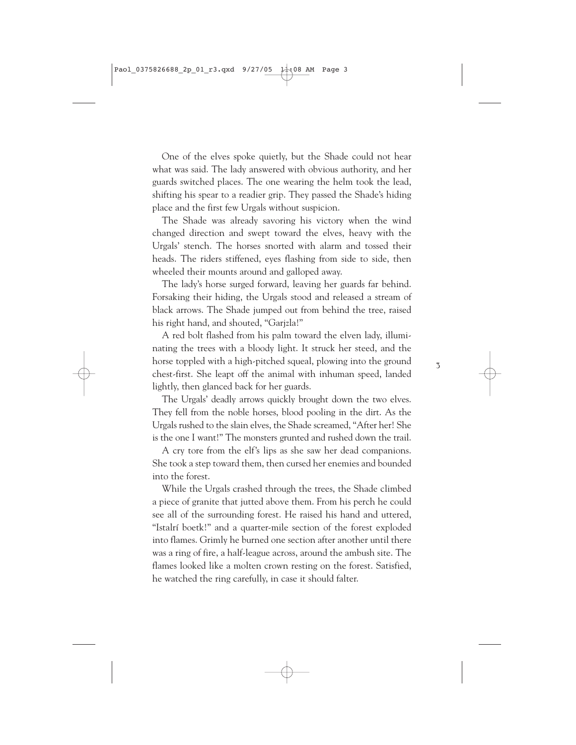One of the elves spoke quietly, but the Shade could not hear what was said. The lady answered with obvious authority, and her guards switched places. The one wearing the helm took the lead, shifting his spear to a readier grip. They passed the Shade's hiding place and the first few Urgals without suspicion.

The Shade was already savoring his victory when the wind changed direction and swept toward the elves, heavy with the Urgals' stench. The horses snorted with alarm and tossed their heads. The riders stiffened, eyes flashing from side to side, then wheeled their mounts around and galloped away.

The lady's horse surged forward, leaving her guards far behind. Forsaking their hiding, the Urgals stood and released a stream of black arrows. The Shade jumped out from behind the tree, raised his right hand, and shouted, "Garjzla!"

A red bolt flashed from his palm toward the elven lady, illuminating the trees with a bloody light. It struck her steed, and the horse toppled with a high-pitched squeal, plowing into the ground chest-first. She leapt off the animal with inhuman speed, landed lightly, then glanced back for her guards.

The Urgals' deadly arrows quickly brought down the two elves. They fell from the noble horses, blood pooling in the dirt. As the Urgals rushed to the slain elves, the Shade screamed, "After her! She is the one I want!" The monsters grunted and rushed down the trail.

A cry tore from the elf's lips as she saw her dead companions. She took a step toward them, then cursed her enemies and bounded into the forest.

While the Urgals crashed through the trees, the Shade climbed a piece of granite that jutted above them. From his perch he could see all of the surrounding forest. He raised his hand and uttered, "Istalrí boetk!" and a quarter-mile section of the forest exploded into flames. Grimly he burned one section after another until there was a ring of fire, a half-league across, around the ambush site. The flames looked like a molten crown resting on the forest. Satisfied, he watched the ring carefully, in case it should falter.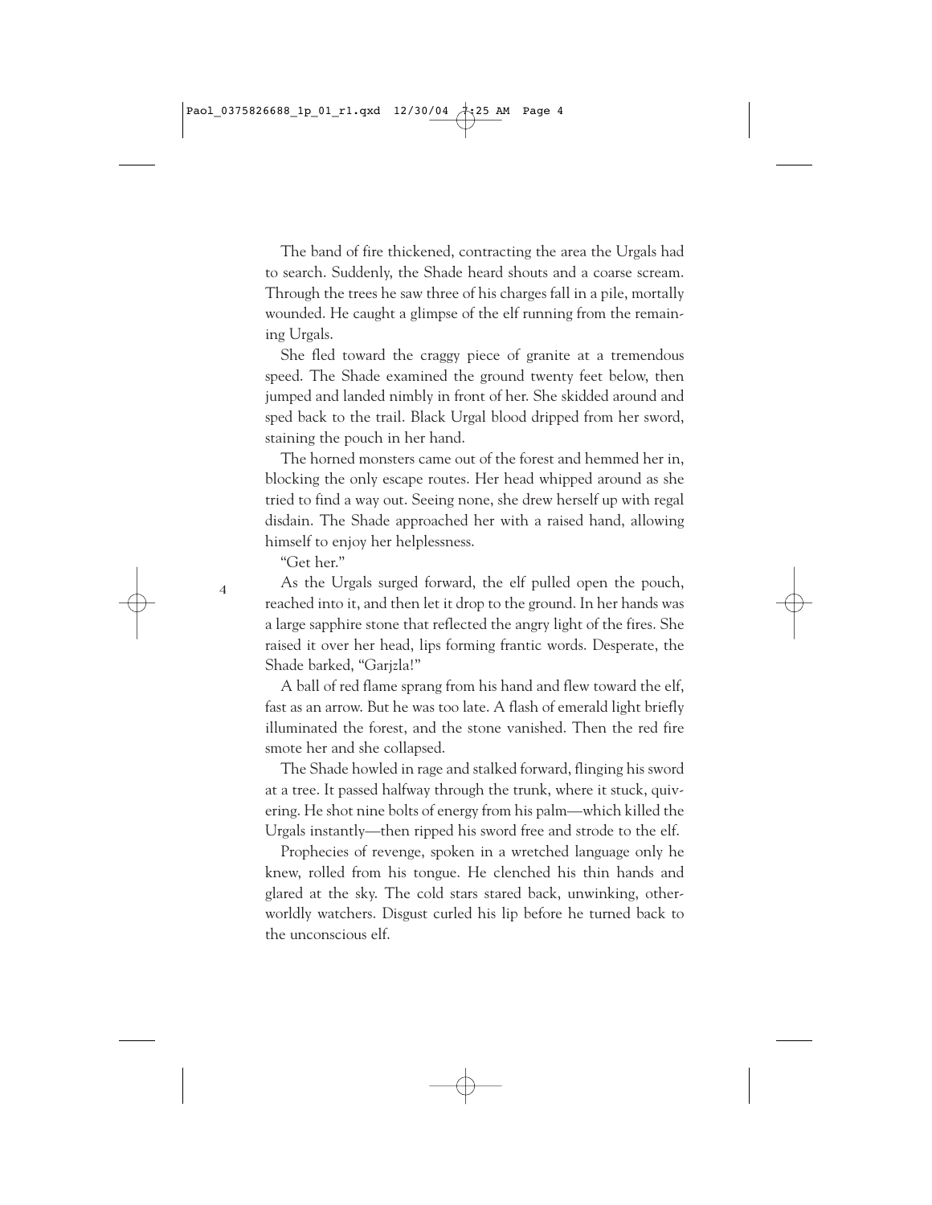The band of fire thickened, contracting the area the Urgals had to search. Suddenly, the Shade heard shouts and a coarse scream. Through the trees he saw three of his charges fall in a pile, mortally wounded. He caught a glimpse of the elf running from the remaining Urgals.

She fled toward the craggy piece of granite at a tremendous speed. The Shade examined the ground twenty feet below, then jumped and landed nimbly in front of her. She skidded around and sped back to the trail. Black Urgal blood dripped from her sword, staining the pouch in her hand.

The horned monsters came out of the forest and hemmed her in, blocking the only escape routes. Her head whipped around as she tried to find a way out. Seeing none, she drew herself up with regal disdain. The Shade approached her with a raised hand, allowing himself to enjoy her helplessness.

"Get her."

As the Urgals surged forward, the elf pulled open the pouch, reached into it, and then let it drop to the ground. In her hands was a large sapphire stone that reflected the angry light of the fires. She raised it over her head, lips forming frantic words. Desperate, the Shade barked, "Garjzla!"

A ball of red flame sprang from his hand and flew toward the elf, fast as an arrow. But he was too late. A flash of emerald light briefly illuminated the forest, and the stone vanished. Then the red fire smote her and she collapsed.

The Shade howled in rage and stalked forward, flinging his sword at a tree. It passed halfway through the trunk, where it stuck, quivering. He shot nine bolts of energy from his palm—which killed the Urgals instantly—then ripped his sword free and strode to the elf.

Prophecies of revenge, spoken in a wretched language only he knew, rolled from his tongue. He clenched his thin hands and glared at the sky. The cold stars stared back, unwinking, otherworldly watchers. Disgust curled his lip before he turned back to the unconscious elf.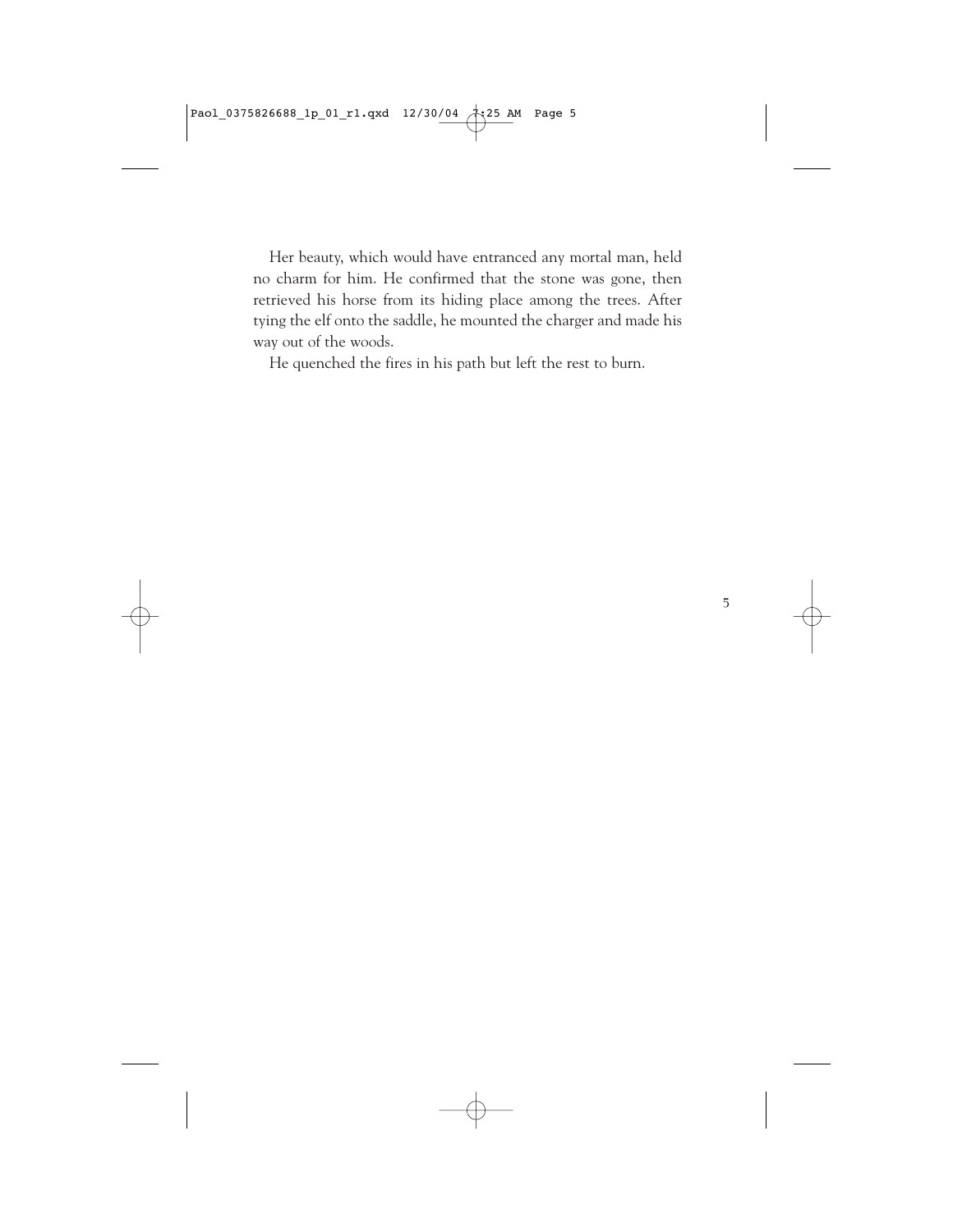Her beauty, which would have entranced any mortal man, held no charm for him. He confirmed that the stone was gone, then retrieved his horse from its hiding place among the trees. After tying the elf onto the saddle, he mounted the charger and made his way out of the woods.

He quenched the fires in his path but left the rest to burn.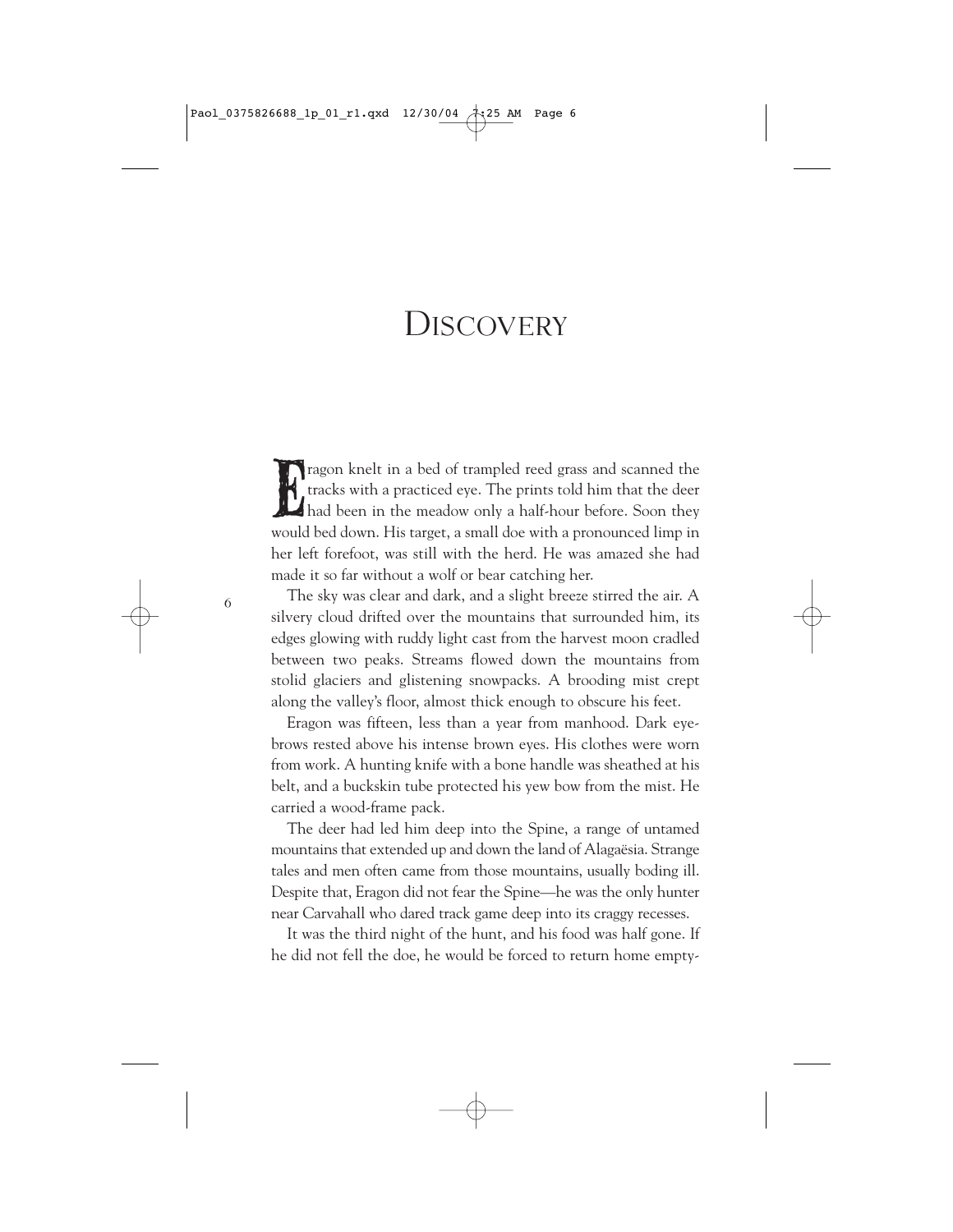# DISCOVERY

Eragon knelt in a bed of trampled reed grass and scanned the tracks with a practiced eye. The prints told him that the deer had been in the meadow only a half-hour before. Soon they would bed down. His target, a small doe with a pronounced limp in her left forefoot, was still with the herd. He was amazed she had made it so far without a wolf or bear catching her.

The sky was clear and dark, and a slight breeze stirred the air. A silvery cloud drifted over the mountains that surrounded him, its edges glowing with ruddy light cast from the harvest moon cradled between two peaks. Streams flowed down the mountains from stolid glaciers and glistening snowpacks. A brooding mist crept along the valley's floor, almost thick enough to obscure his feet.

Eragon was fifteen, less than a year from manhood. Dark eyebrows rested above his intense brown eyes. His clothes were worn from work. A hunting knife with a bone handle was sheathed at his belt, and a buckskin tube protected his yew bow from the mist. He carried a wood-frame pack.

The deer had led him deep into the Spine, a range of untamed mountains that extended up and down the land of Alagaësia. Strange tales and men often came from those mountains, usually boding ill. Despite that, Eragon did not fear the Spine—he was the only hunter near Carvahall who dared track game deep into its craggy recesses.

It was the third night of the hunt, and his food was half gone. If he did not fell the doe, he would be forced to return home empty-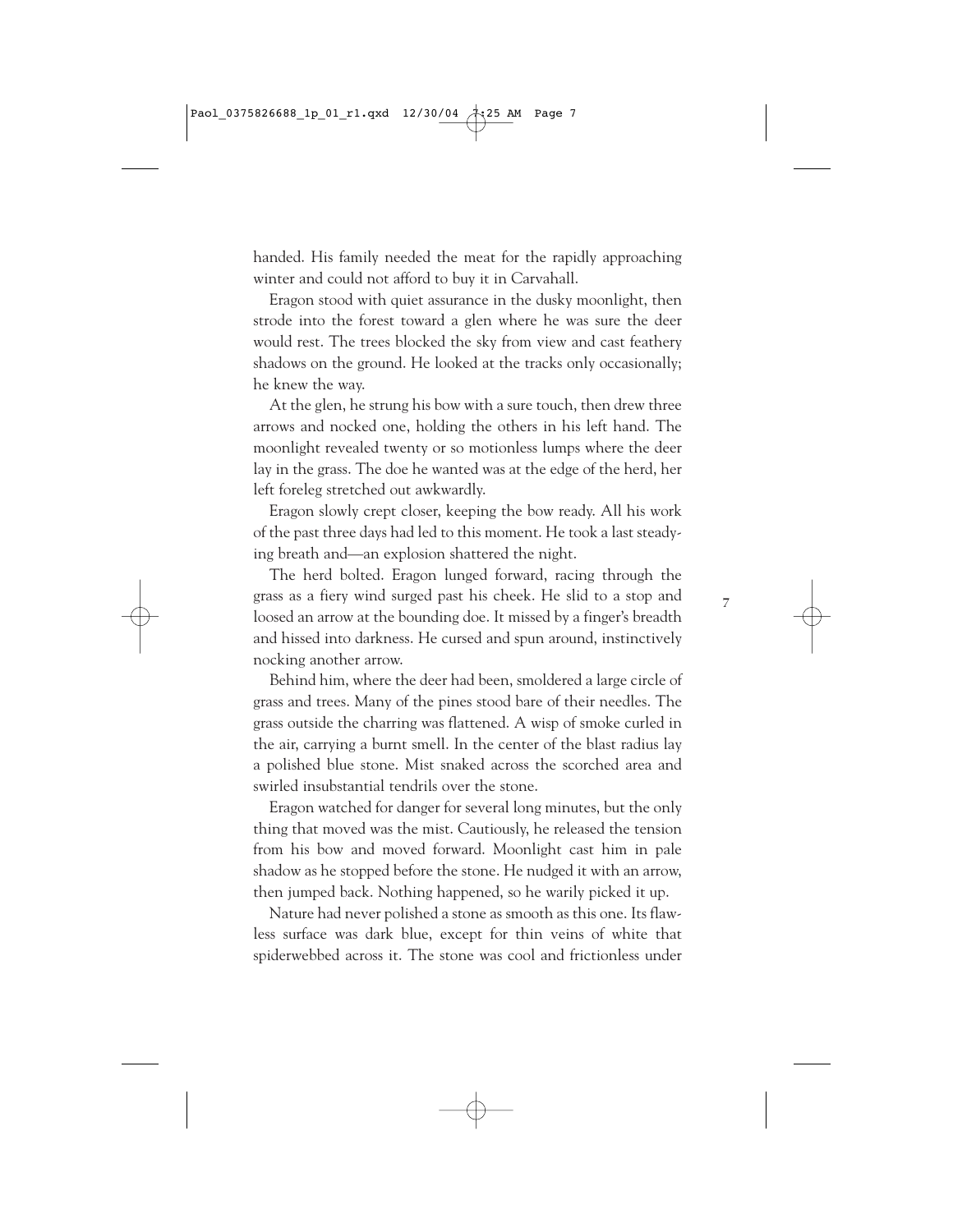handed. His family needed the meat for the rapidly approaching winter and could not afford to buy it in Carvahall.

Eragon stood with quiet assurance in the dusky moonlight, then strode into the forest toward a glen where he was sure the deer would rest. The trees blocked the sky from view and cast feathery shadows on the ground. He looked at the tracks only occasionally; he knew the way.

At the glen, he strung his bow with a sure touch, then drew three arrows and nocked one, holding the others in his left hand. The moonlight revealed twenty or so motionless lumps where the deer lay in the grass. The doe he wanted was at the edge of the herd, her left foreleg stretched out awkwardly.

Eragon slowly crept closer, keeping the bow ready. All his work of the past three days had led to this moment. He took a last steadying breath and—an explosion shattered the night.

The herd bolted. Eragon lunged forward, racing through the grass as a fiery wind surged past his cheek. He slid to a stop and loosed an arrow at the bounding doe. It missed by a finger's breadth and hissed into darkness. He cursed and spun around, instinctively nocking another arrow.

Behind him, where the deer had been, smoldered a large circle of grass and trees. Many of the pines stood bare of their needles. The grass outside the charring was flattened. A wisp of smoke curled in the air, carrying a burnt smell. In the center of the blast radius lay a polished blue stone. Mist snaked across the scorched area and swirled insubstantial tendrils over the stone.

Eragon watched for danger for several long minutes, but the only thing that moved was the mist. Cautiously, he released the tension from his bow and moved forward. Moonlight cast him in pale shadow as he stopped before the stone. He nudged it with an arrow, then jumped back. Nothing happened, so he warily picked it up.

Nature had never polished a stone as smooth as this one. Its flawless surface was dark blue, except for thin veins of white that spiderwebbed across it. The stone was cool and frictionless under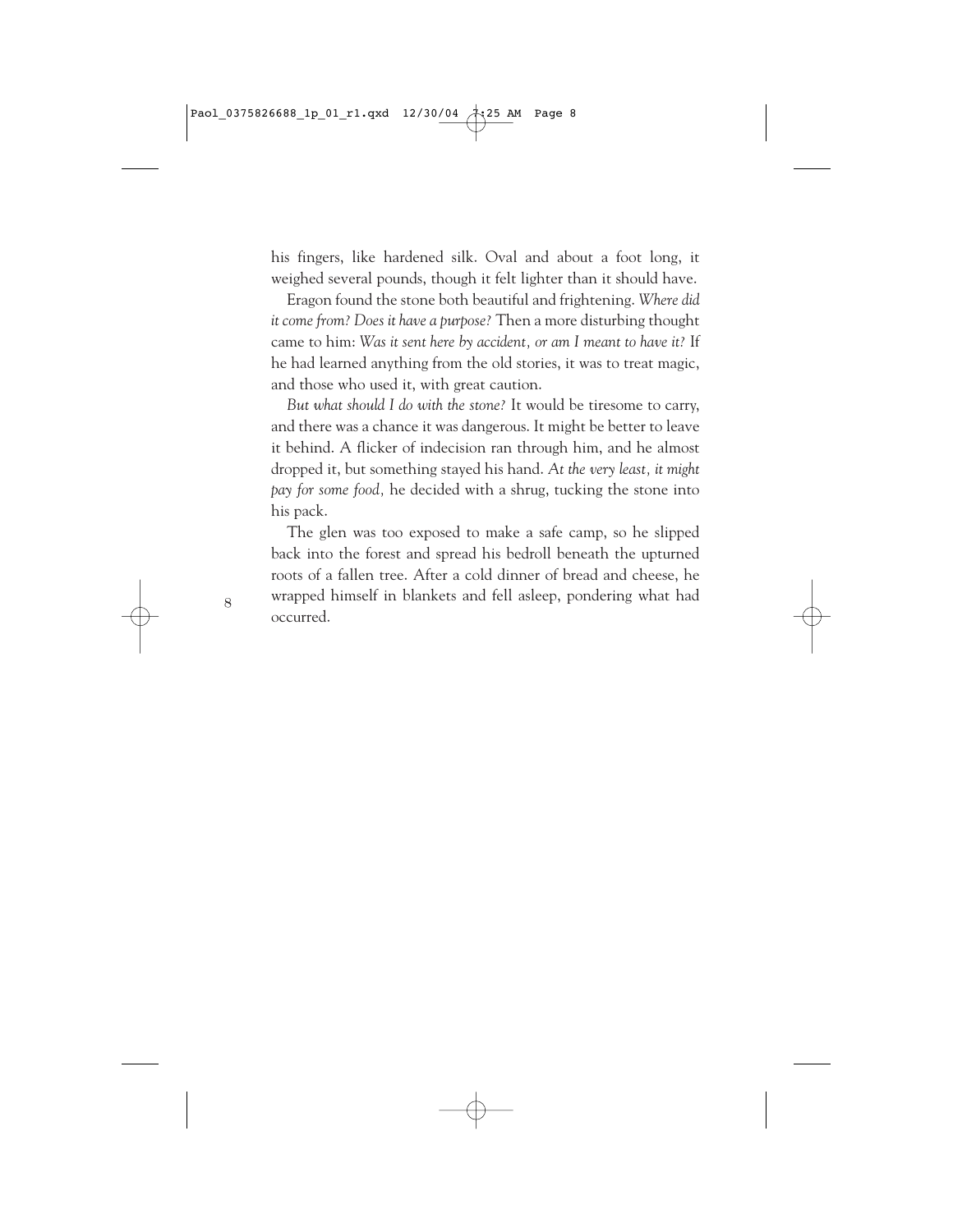his fingers, like hardened silk. Oval and about a foot long, it weighed several pounds, though it felt lighter than it should have.

Eragon found the stone both beautiful and frightening. *Where did it come from? Does it have a purpose?* Then a more disturbing thought came to him: *Was it sent here by accident, or am I meant to have it?* If he had learned anything from the old stories, it was to treat magic, and those who used it, with great caution.

*But what should I do with the stone?* It would be tiresome to carry, and there was a chance it was dangerous. It might be better to leave it behind. A flicker of indecision ran through him, and he almost dropped it, but something stayed his hand. *At the very least, it might pay for some food,* he decided with a shrug, tucking the stone into his pack.

The glen was too exposed to make a safe camp, so he slipped back into the forest and spread his bedroll beneath the upturned roots of a fallen tree. After a cold dinner of bread and cheese, he wrapped himself in blankets and fell asleep, pondering what had occurred.